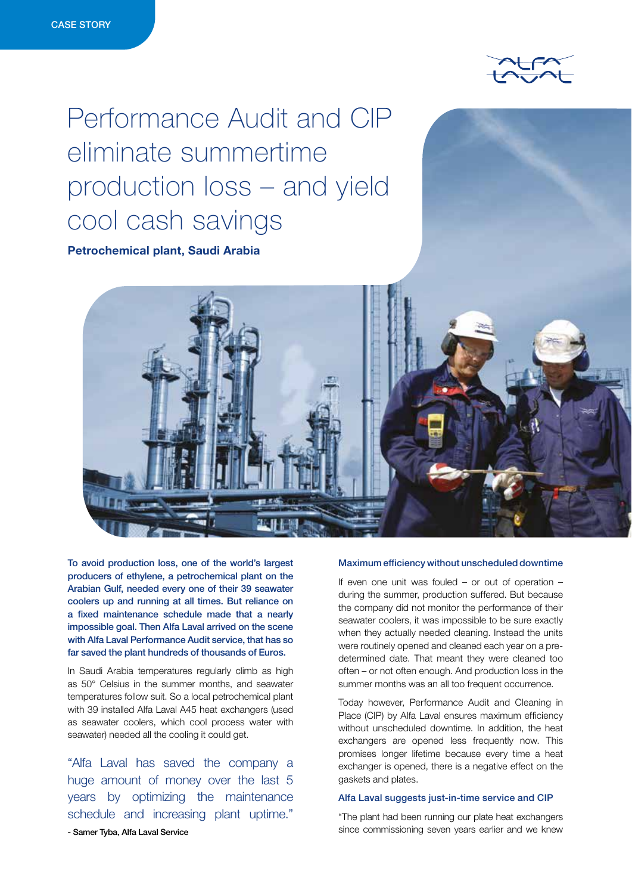CASE STORY

# Performance Audit and CIP eliminate summertime production loss – and yield cool cash savings

**Petrochemical plant, Saudi Arabia**

**To avoid production loss, one of the world's largest producers of ethylene, a petrochemical plant on the Arabian Gulf, needed every one of their 39 seawater coolers up and running at all times. But reliance on a fixed maintenance schedule made that a nearly impossible goal. Then Alfa Laval arrived on the scene with Alfa Laval Performance Audit service, that has so far saved the plant hundreds of thousands of Euros.**

In Saudi Arabia temperatures regularly climb as high as 50° Celsius in the summer months, and seawater temperatures follow suit. So a local petrochemical plant with 39 installed Alfa Laval A45 heat exchangers (used as seawater coolers, which cool process water with seawater) needed all the cooling it could get.

> "Alfa Laval has saved the company a huge amount of money over the last 5 years by optimizing the maintenance schedule and increasing plant uptime."
>
> **- Samer Tyba, Alfa Laval Service**

## Maximum efficiency without unscheduled downtime

If even one unit was fouled – or out of operation – during the summer, production suffered. But because the company did not monitor the performance of their seawater coolers, it was impossible to be sure exactly when they actually needed cleaning. Instead the units were routinely opened and cleaned each year on a pre-determined date. That meant they were cleaned too often – or not often enough. And production loss in the summer months was an all too frequent occurrence.

Today however, Performance Audit and Cleaning in Place (CIP) by Alfa Laval ensures maximum efficiency without unscheduled downtime. In addition, the heat exchangers are opened less frequently now. This promises longer lifetime because every time a heat exchanger is opened, there is a negative effect on the gaskets and plates.

## Alfa Laval suggests just-in-time service and CIP

"The plant had been running our plate heat exchangers since commissioning seven years earlier and we knew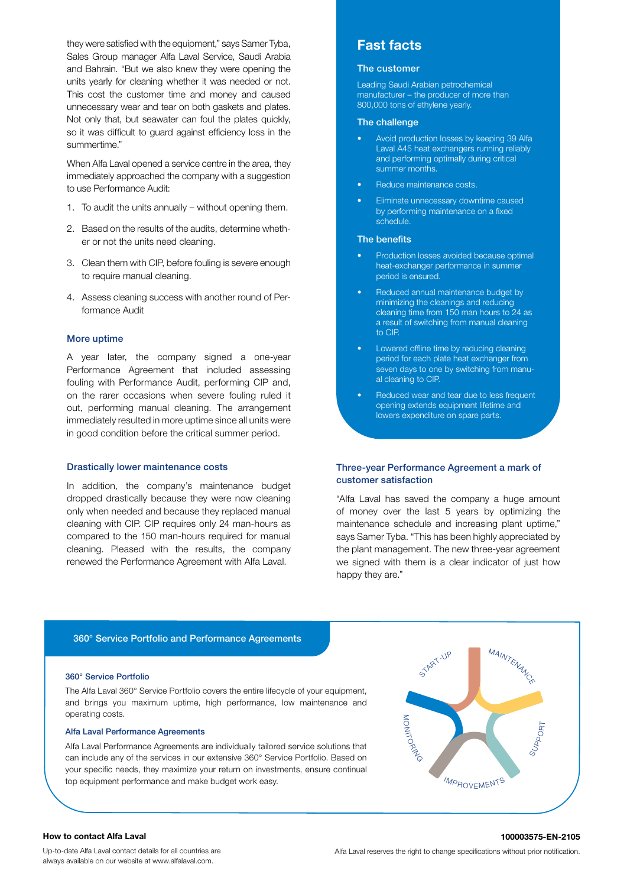they were satisfied with the equipment," says Samer Tyba, Sales Group manager Alfa Laval Service, Saudi Arabia and Bahrain. "But we also knew they were opening the units yearly for cleaning whether it was needed or not. This cost the customer time and money and caused unnecessary wear and tear on both gaskets and plates. Not only that, but seawater can foul the plates quickly, so it was difficult to guard against efficiency loss in the summertime."

When Alfa Laval opened a service centre in the area, they immediately approached the company with a suggestion to use Performance Audit:

1. To audit the units annually – without opening them.
2. Based on the results of the audits, determine whether or not the units need cleaning.
3. Clean them with CIP, before fouling is severe enough to require manual cleaning.
4. Assess cleaning success with another round of Performance Audit

### More uptime

A year later, the company signed a one-year Performance Agreement that included assessing fouling with Performance Audit, performing CIP and, on the rarer occasions when severe fouling ruled it out, performing manual cleaning. The arrangement immediately resulted in more uptime since all units were in good condition before the critical summer period.

### Drastically lower maintenance costs

In addition, the company's maintenance budget dropped drastically because they were now cleaning only when needed and because they replaced manual cleaning with CIP. CIP requires only 24 man-hours as compared to the 150 man-hours required for manual cleaning. Pleased with the results, the company renewed the Performance Agreement with Alfa Laval.

## Fast facts

### The customer

Leading Saudi Arabian petrochemical manufacturer – the producer of more than 800,000 tons of ethylene yearly.

### The challenge

- Avoid production losses by keeping 39 Alfa Laval A45 heat exchangers running reliably and performing optimally during critical summer months.
- Reduce maintenance costs.
- Eliminate unnecessary downtime caused by performing maintenance on a fixed schedule.

### The benefits

- Production losses avoided because optimal heat-exchanger performance in summer period is ensured.
- Reduced annual maintenance budget by minimizing the cleanings and reducing cleaning time from 150 man hours to 24 as a result of switching from manual cleaning to CIP.
- Lowered offline time by reducing cleaning period for each plate heat exchanger from seven days to one by switching from manual cleaning to CIP.
- Reduced wear and tear due to less frequent opening extends equipment lifetime and lowers expenditure on spare parts.

### Three-year Performance Agreement a mark of customer satisfaction

"Alfa Laval has saved the company a huge amount of money over the last 5 years by optimizing the maintenance schedule and increasing plant uptime," says Samer Tyba. "This has been highly appreciated by the plant management. The new three-year agreement we signed with them is a clear indicator of just how happy they are."

## 360° Service Portfolio and Performance Agreements

### 360° Service Portfolio

The Alfa Laval 360° Service Portfolio covers the entire lifecycle of your equipment, and brings you maximum uptime, high performance, low maintenance and operating costs.

### Alfa Laval Performance Agreements

Alfa Laval Performance Agreements are individually tailored service solutions that can include any of the services in our extensive 360° Service Portfolio. Based on your specific needs, they maximize your return on investments, ensure continual top equipment performance and make budget work easy.

START-UP
MAINTENANCE
SUPPORT
IMPROVEMENTS
MONITORING

**How to contact Alfa Laval**

Up-to-date Alfa Laval contact details for all countries are always available on our website at www.alfalaval.com.

**100003575-EN-2105**

Alfa Laval reserves the right to change specifications without prior notification.